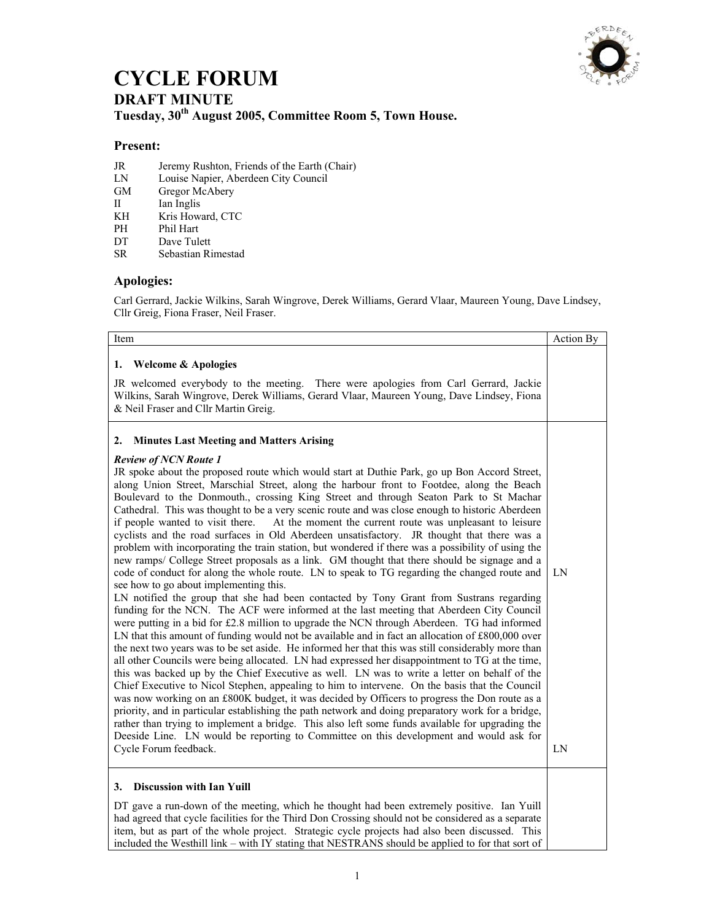# CYCLE FORUM

## DRAFT MINUTE

### Tuesday, 30th August 2005, Committee Room 5, Town House.

### Present:

| | |
|---|---|
| JR | Jeremy Rushton, Friends of the Earth (Chair) |
| LN | Louise Napier, Aberdeen City Council |
| GM | Gregor McAbery |
| II | Ian Inglis |
| KH | Kris Howard, CTC |
| PH | Phil Hart |
| DT | Dave Tulett |
| SR | Sebastian Rimestad |

### Apologies:

Carl Gerrard, Jackie Wilkins, Sarah Wingrove, Derek Williams, Gerard Vlaar, Maureen Young, Dave Lindsey, Cllr Greig, Fiona Fraser, Neil Fraser.

| Item | Action By |
|---|---|
| **1. Welcome & Apologies**<br><br>JR welcomed everybody to the meeting. There were apologies from Carl Gerrard, Jackie Wilkins, Sarah Wingrove, Derek Williams, Gerard Vlaar, Maureen Young, Dave Lindsey, Fiona & Neil Fraser and Cllr Martin Greig. | |
| **2. Minutes Last Meeting and Matters Arising**<br><br>***Review of NCN Route 1***<br>JR spoke about the proposed route which would start at Duthie Park, go up Bon Accord Street, along Union Street, Marschial Street, along the harbour front to Footdee, along the Beach Boulevard to the Donmouth., crossing King Street and through Seaton Park to St Machar Cathedral. This was thought to be a very scenic route and was close enough to historic Aberdeen if people wanted to visit there. At the moment the current route was unpleasant to leisure cyclists and the road surfaces in Old Aberdeen unsatisfactory. JR thought that there was a problem with incorporating the train station, but wondered if there was a possibility of using the new ramps/ College Street proposals as a link. GM thought that there should be signage and a code of conduct for along the whole route. LN to speak to TG regarding the changed route and see how to go about implementing this. | LN |
| LN notified the group that she had been contacted by Tony Grant from Sustrans regarding funding for the NCN. The ACF were informed at the last meeting that Aberdeen City Council were putting in a bid for £2.8 million to upgrade the NCN through Aberdeen. TG had informed LN that this amount of funding would not be available and in fact an allocation of £800,000 over the next two years was to be set aside. He informed her that this was still considerably more than all other Councils were being allocated. LN had expressed her disappointment to TG at the time, this was backed up by the Chief Executive as well. LN was to write a letter on behalf of the Chief Executive to Nicol Stephen, appealing to him to intervene. On the basis that the Council was now working on an £800K budget, it was decided by Officers to progress the Don route as a priority, and in particular establishing the path network and doing preparatory work for a bridge, rather than trying to implement a bridge. This also left some funds available for upgrading the Deeside Line. LN would be reporting to Committee on this development and would ask for Cycle Forum feedback. | LN |
| **3. Discussion with Ian Yuill**<br><br>DT gave a run-down of the meeting, which he thought had been extremely positive. Ian Yuill had agreed that cycle facilities for the Third Don Crossing should not be considered as a separate item, but as part of the whole project. Strategic cycle projects had also been discussed. This included the Westhill link – with IY stating that NESTRANS should be applied to for that sort of | |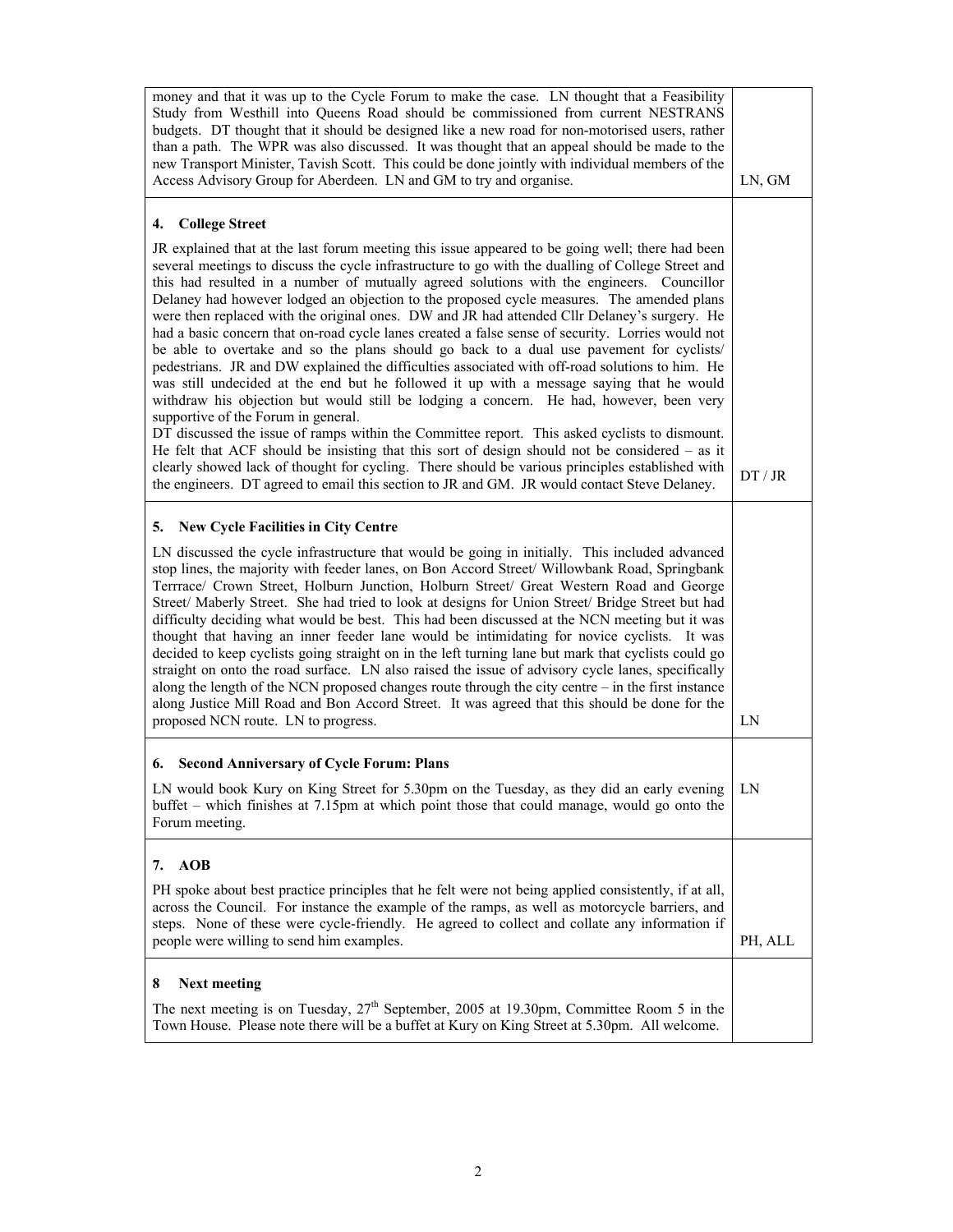| | |
|---|---|
| money and that it was up to the Cycle Forum to make the case. LN thought that a Feasibility Study from Westhill into Queens Road should be commissioned from current NESTRANS budgets. DT thought that it should be designed like a new road for non-motorised users, rather than a path. The WPR was also discussed. It was thought that an appeal should be made to the new Transport Minister, Tavish Scott. This could be done jointly with individual members of the Access Advisory Group for Aberdeen. LN and GM to try and organise. | LN, GM |
| **4. College Street**<br><br>JR explained that at the last forum meeting this issue appeared to be going well; there had been several meetings to discuss the cycle infrastructure to go with the dualling of College Street and this had resulted in a number of mutually agreed solutions with the engineers. Councillor Delaney had however lodged an objection to the proposed cycle measures. The amended plans were then replaced with the original ones. DW and JR had attended Cllr Delaney's surgery. He had a basic concern that on-road cycle lanes created a false sense of security. Lorries would not be able to overtake and so the plans should go back to a dual use pavement for cyclists/ pedestrians. JR and DW explained the difficulties associated with off-road solutions to him. He was still undecided at the end but he followed it up with a message saying that he would withdraw his objection but would still be lodging a concern. He had, however, been very supportive of the Forum in general.<br>DT discussed the issue of ramps within the Committee report. This asked cyclists to dismount. He felt that ACF should be insisting that this sort of design should not be considered – as it clearly showed lack of thought for cycling. There should be various principles established with the engineers. DT agreed to email this section to JR and GM. JR would contact Steve Delaney. | DT / JR |
| **5. New Cycle Facilities in City Centre**<br><br>LN discussed the cycle infrastructure that would be going in initially. This included advanced stop lines, the majority with feeder lanes, on Bon Accord Street/ Willowbank Road, Springbank Terrrace/ Crown Street, Holburn Junction, Holburn Street/ Great Western Road and George Street/ Maberly Street. She had tried to look at designs for Union Street/ Bridge Street but had difficulty deciding what would be best. This had been discussed at the NCN meeting but it was thought that having an inner feeder lane would be intimidating for novice cyclists. It was decided to keep cyclists going straight on in the left turning lane but mark that cyclists could go straight on onto the road surface. LN also raised the issue of advisory cycle lanes, specifically along the length of the NCN proposed changes route through the city centre – in the first instance along Justice Mill Road and Bon Accord Street. It was agreed that this should be done for the proposed NCN route. LN to progress. | LN |
| **6. Second Anniversary of Cycle Forum: Plans**<br><br>LN would book Kury on King Street for 5.30pm on the Tuesday, as they did an early evening buffet – which finishes at 7.15pm at which point those that could manage, would go onto the Forum meeting. | LN |
| **7. AOB**<br><br>PH spoke about best practice principles that he felt were not being applied consistently, if at all, across the Council. For instance the example of the ramps, as well as motorcycle barriers, and steps. None of these were cycle-friendly. He agreed to collect and collate any information if people were willing to send him examples. | PH, ALL |
| **8 Next meeting**<br><br>The next meeting is on Tuesday, 27th September, 2005 at 19.30pm, Committee Room 5 in the Town House. Please note there will be a buffet at Kury on King Street at 5.30pm. All welcome. | |